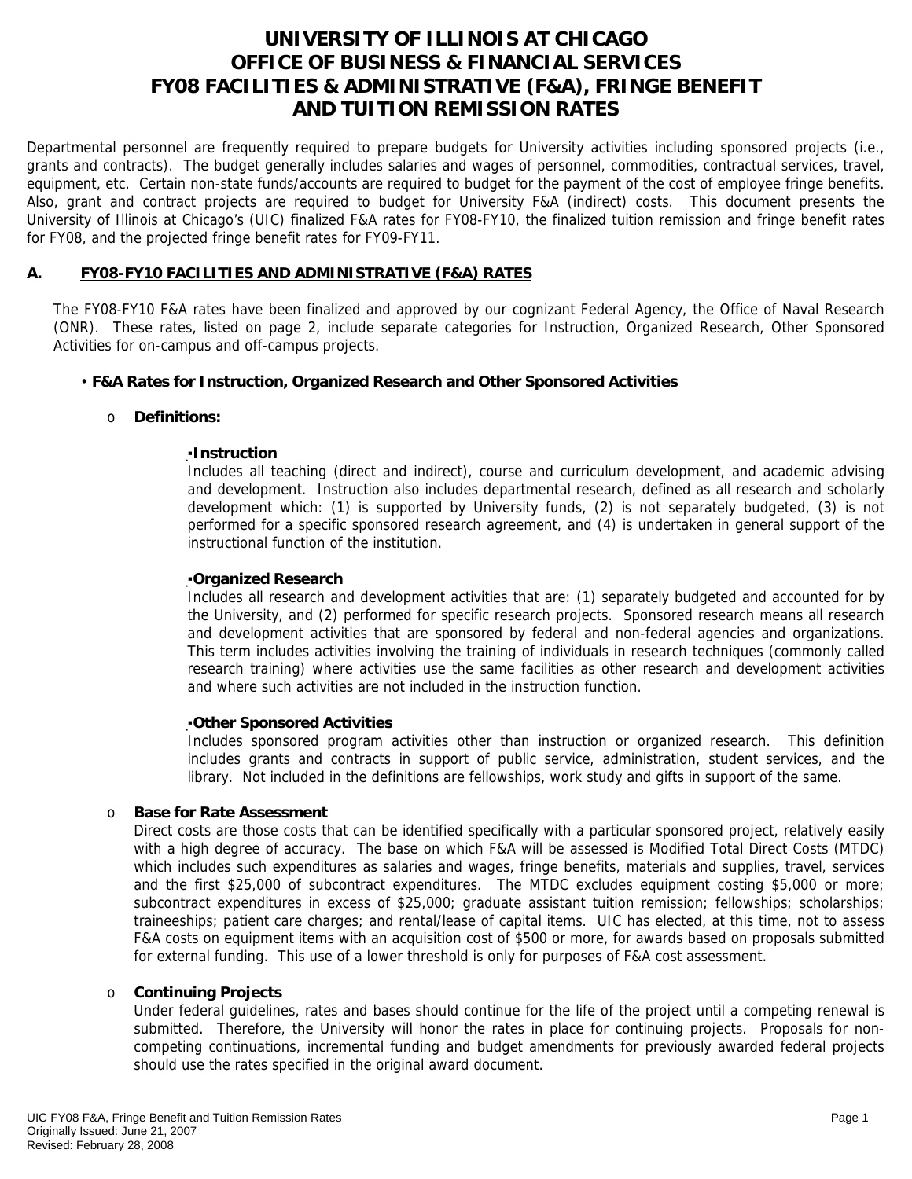# UNIVERSITY OF ILLINOIS AT CHICAGO
# OFFICE OF BUSINESS & FINANCIAL SERVICES
# FY08 FACILITIES & ADMINISTRATIVE (F&A), FRINGE BENEFIT AND TUITION REMISSION RATES

Departmental personnel are frequently required to prepare budgets for University activities including sponsored projects (i.e., grants and contracts). The budget generally includes salaries and wages of personnel, commodities, contractual services, travel, equipment, etc. Certain non-state funds/accounts are required to budget for the payment of the cost of employee fringe benefits. Also, grant and contract projects are required to budget for University F&A (indirect) costs. This document presents the University of Illinois at Chicago's (UIC) finalized F&A rates for FY08-FY10, the finalized tuition remission and fringe benefit rates for FY08, and the projected fringe benefit rates for FY09-FY11.

## A. FY08-FY10 FACILITIES AND ADMINISTRATIVE (F&A) RATES

The FY08-FY10 F&A rates have been finalized and approved by our cognizant Federal Agency, the Office of Naval Research (ONR). These rates, listed on page 2, include separate categories for Instruction, Organized Research, Other Sponsored Activities for on-campus and off-campus projects.

- **F&A Rates for Instruction, Organized Research and Other Sponsored Activities**

  - **Definitions:**

    - **Instruction**
      Includes all teaching (direct and indirect), course and curriculum development, and academic advising and development. Instruction also includes departmental research, defined as all research and scholarly development which: (1) is supported by University funds, (2) is not separately budgeted, (3) is not performed for a specific sponsored research agreement, and (4) is undertaken in general support of the instructional function of the institution.

    - **Organized Research**
      Includes all research and development activities that are: (1) separately budgeted and accounted for by the University, and (2) performed for specific research projects. Sponsored research means all research and development activities that are sponsored by federal and non-federal agencies and organizations. This term includes activities involving the training of individuals in research techniques (commonly called research training) where activities use the same facilities as other research and development activities and where such activities are not included in the instruction function.

    - **Other Sponsored Activities**
      Includes sponsored program activities other than instruction or organized research. This definition includes grants and contracts in support of public service, administration, student services, and the library. Not included in the definitions are fellowships, work study and gifts in support of the same.

  - **Base for Rate Assessment**
    Direct costs are those costs that can be identified specifically with a particular sponsored project, relatively easily with a high degree of accuracy. The base on which F&A will be assessed is Modified Total Direct Costs (MTDC) which includes such expenditures as salaries and wages, fringe benefits, materials and supplies, travel, services and the first $25,000 of subcontract expenditures. The MTDC excludes equipment costing $5,000 or more; subcontract expenditures in excess of $25,000; graduate assistant tuition remission; fellowships; scholarships; traineeships; patient care charges; and rental/lease of capital items. UIC has elected, at this time, not to assess F&A costs on equipment items with an acquisition cost of $500 or more, for awards based on proposals submitted for external funding. This use of a lower threshold is only for purposes of F&A cost assessment.

  - **Continuing Projects**
    Under federal guidelines, rates and bases should continue for the life of the project until a competing renewal is submitted. Therefore, the University will honor the rates in place for continuing projects. Proposals for non-competing continuations, incremental funding and budget amendments for previously awarded federal projects should use the rates specified in the original award document.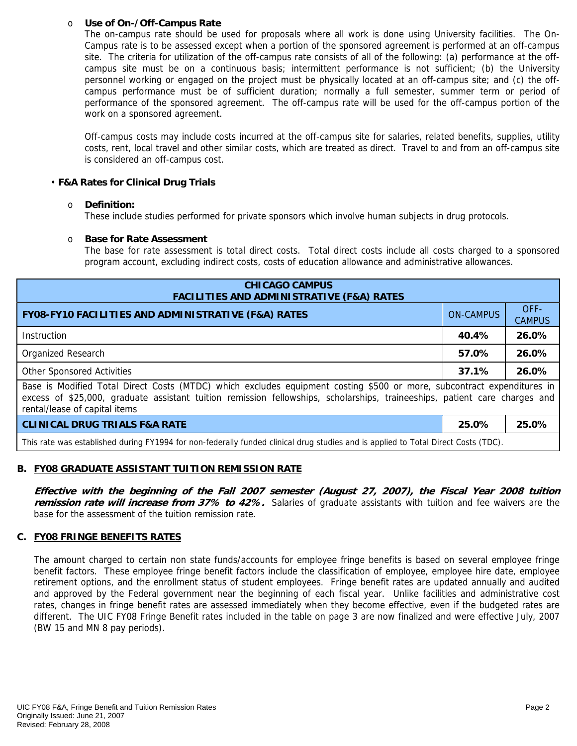- **Use of On-/Off-Campus Rate**

  The on-campus rate should be used for proposals where all work is done using University facilities. The On-Campus rate is to be assessed except when a portion of the sponsored agreement is performed at an off-campus site. The criteria for utilization of the off-campus rate consists of all of the following: (a) performance at the off-campus site must be on a continuous basis; intermittent performance is not sufficient; (b) the University personnel working or engaged on the project must be physically located at an off-campus site; and (c) the off-campus performance must be of sufficient duration; normally a full semester, summer term or period of performance of the sponsored agreement. The off-campus rate will be used for the off-campus portion of the work on a sponsored agreement.

  Off-campus costs may include costs incurred at the off-campus site for salaries, related benefits, supplies, utility costs, rent, local travel and other similar costs, which are treated as direct. Travel to and from an off-campus site is considered an off-campus cost.

- **F&A Rates for Clinical Drug Trials**

  - **Definition:**

    These include studies performed for private sponsors which involve human subjects in drug protocols.

  - **Base for Rate Assessment**

    The base for rate assessment is total direct costs. Total direct costs include all costs charged to a sponsored program account, excluding indirect costs, costs of education allowance and administrative allowances.

| **CHICAGO CAMPUS FACILITIES AND ADMINISTRATIVE (F&A) RATES** | | |
|---|---|---|
| **FY08-FY10 FACILITIES AND ADMINISTRATIVE (F&A) RATES** | ON-CAMPUS | OFF-CAMPUS |
| Instruction | **40.4%** | **26.0%** |
| Organized Research | **57.0%** | **26.0%** |
| Other Sponsored Activities | **37.1%** | **26.0%** |
| Base is Modified Total Direct Costs (MTDC) which excludes equipment costing $500 or more, subcontract expenditures in excess of $25,000, graduate assistant tuition remission fellowships, scholarships, traineeships, patient care charges and rental/lease of capital items | | |
| **CLINICAL DRUG TRIALS F&A RATE** | **25.0%** | **25.0%** |
| This rate was established during FY1994 for non-federally funded clinical drug studies and is applied to Total Direct Costs (TDC). | | |

## B. FY08 GRADUATE ASSISTANT TUITION REMISSION RATE

***Effective with the beginning of the Fall 2007 semester (August 27, 2007), the Fiscal Year 2008 tuition remission rate will increase from 37% to 42%.*** Salaries of graduate assistants with tuition and fee waivers are the base for the assessment of the tuition remission rate.

## C. FY08 FRINGE BENEFITS RATES

The amount charged to certain non state funds/accounts for employee fringe benefits is based on several employee fringe benefit factors. These employee fringe benefit factors include the classification of employee, employee hire date, employee retirement options, and the enrollment status of student employees. Fringe benefit rates are updated annually and audited and approved by the Federal government near the beginning of each fiscal year. Unlike facilities and administrative cost rates, changes in fringe benefit rates are assessed immediately when they become effective, even if the budgeted rates are different. The UIC FY08 Fringe Benefit rates included in the table on page 3 are now finalized and were effective July, 2007 (BW 15 and MN 8 pay periods).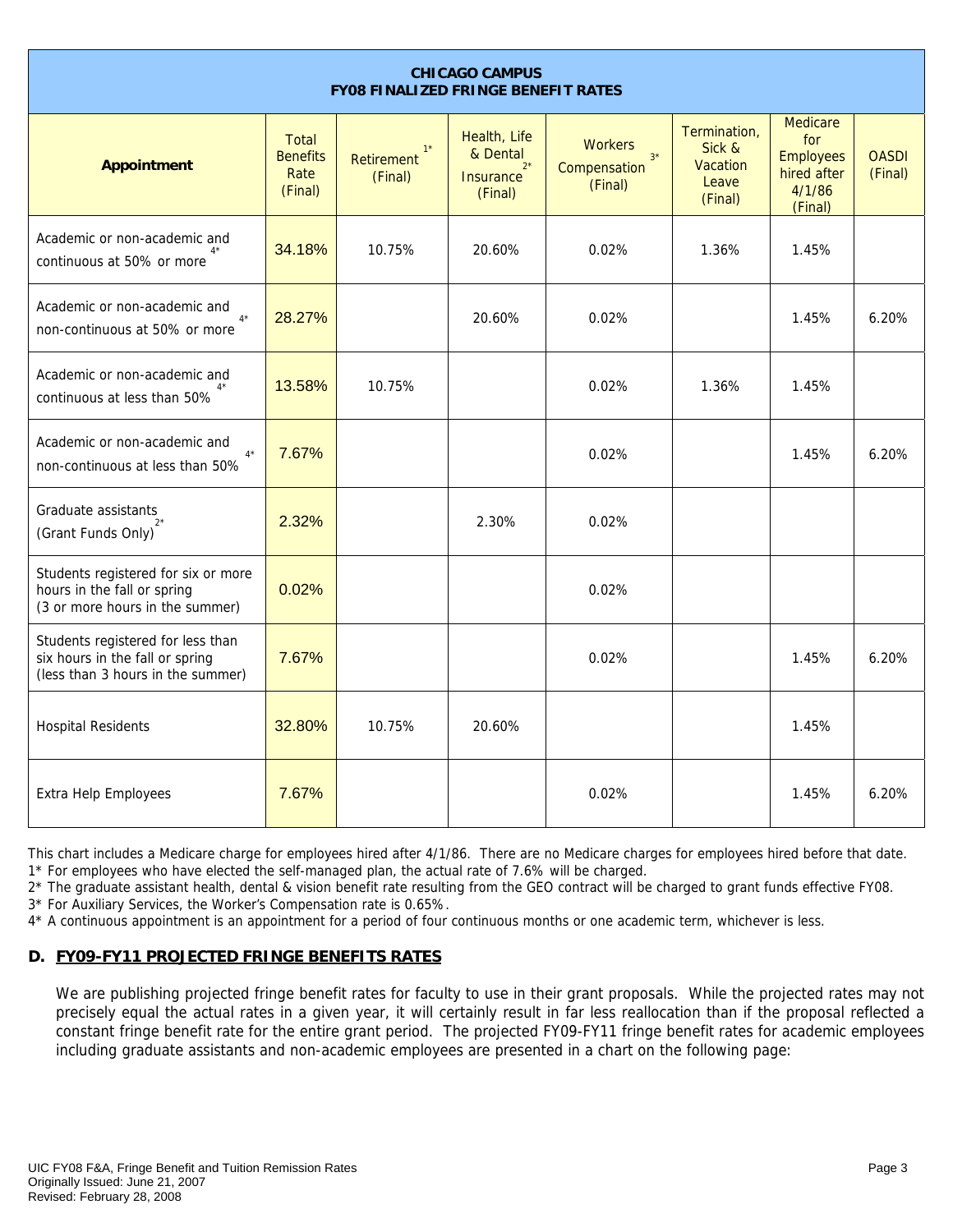| CHICAGO CAMPUS<br>FY08 FINALIZED FRINGE BENEFIT RATES | | | | | | | |
|---|---|---|---|---|---|---|---|
| **Appointment** | Total Benefits Rate (Final) | Retirement [1*] (Final) | Health, Life & Dental Insurance [2*] (Final) | Workers Compensation [3*] (Final) | Termination, Sick & Vacation Leave (Final) | Medicare for Employees hired after 4/1/86 (Final) | OASDI (Final) |
| Academic or non-academic and continuous at 50% or more [4*] | 34.18% | 10.75% | 20.60% | 0.02% | 1.36% | 1.45% | |
| Academic or non-academic and non-continuous at 50% or more [4*] | 28.27% | | 20.60% | 0.02% | | 1.45% | 6.20% |
| Academic or non-academic and continuous at less than 50% [4*] | 13.58% | 10.75% | | 0.02% | 1.36% | 1.45% | |
| Academic or non-academic and non-continuous at less than 50% [4*] | 7.67% | | | 0.02% | | 1.45% | 6.20% |
| Graduate assistants (Grant Funds Only) [2*] | 2.32% | | 2.30% | 0.02% | | | |
| Students registered for six or more hours in the fall or spring (3 or more hours in the summer) | 0.02% | | | 0.02% | | | |
| Students registered for less than six hours in the fall or spring (less than 3 hours in the summer) | 7.67% | | | 0.02% | | 1.45% | 6.20% |
| Hospital Residents | 32.80% | 10.75% | 20.60% | | | 1.45% | |
| Extra Help Employees | 7.67% | | | 0.02% | | 1.45% | 6.20% |

This chart includes a Medicare charge for employees hired after 4/1/86. There are no Medicare charges for employees hired before that date.
1* For employees who have elected the self-managed plan, the actual rate of 7.6% will be charged.
2* The graduate assistant health, dental & vision benefit rate resulting from the GEO contract will be charged to grant funds effective FY08.
3* For Auxiliary Services, the Worker's Compensation rate is 0.65%.
4* A continuous appointment is an appointment for a period of four continuous months or one academic term, whichever is less.

## D. FY09-FY11 PROJECTED FRINGE BENEFITS RATES

We are publishing projected fringe benefit rates for faculty to use in their grant proposals. While the projected rates may not precisely equal the actual rates in a given year, it will certainly result in far less reallocation than if the proposal reflected a constant fringe benefit rate for the entire grant period. The projected FY09-FY11 fringe benefit rates for academic employees including graduate assistants and non-academic employees are presented in a chart on the following page: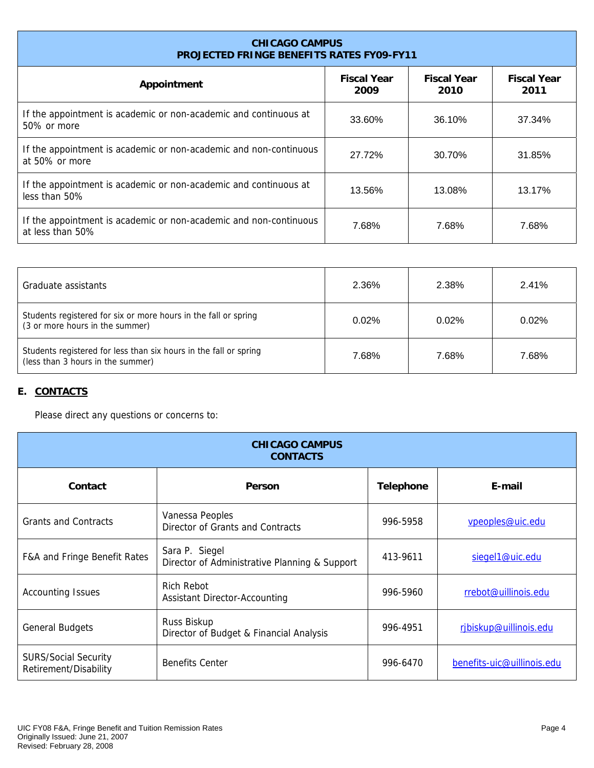| CHICAGO CAMPUS PROJECTED FRINGE BENEFITS RATES FY09-FY11 | | | |
|---|---|---|---|
| **Appointment** | **Fiscal Year 2009** | **Fiscal Year 2010** | **Fiscal Year 2011** |
| If the appointment is academic or non-academic and continuous at 50% or more | 33.60% | 36.10% | 37.34% |
| If the appointment is academic or non-academic and non-continuous at 50% or more | 27.72% | 30.70% | 31.85% |
| If the appointment is academic or non-academic and continuous at less than 50% | 13.56% | 13.08% | 13.17% |
| If the appointment is academic or non-academic and non-continuous at less than 50% | 7.68% | 7.68% | 7.68% |
| Graduate assistants | 2.36% | 2.38% | 2.41% |
| Students registered for six or more hours in the fall or spring (3 or more hours in the summer) | 0.02% | 0.02% | 0.02% |
| Students registered for less than six hours in the fall or spring (less than 3 hours in the summer) | 7.68% | 7.68% | 7.68% |

## E. CONTACTS

Please direct any questions or concerns to:

| CHICAGO CAMPUS CONTACTS | | | |
|---|---|---|---|
| **Contact** | **Person** | **Telephone** | **E-mail** |
| Grants and Contracts | Vanessa Peoples<br>Director of Grants and Contracts | 996-5958 | vpeoples@uic.edu |
| F&A and Fringe Benefit Rates | Sara P. Siegel<br>Director of Administrative Planning & Support | 413-9611 | siegel1@uic.edu |
| Accounting Issues | Rich Rebot<br>Assistant Director-Accounting | 996-5960 | rrebot@uillinois.edu |
| General Budgets | Russ Biskup<br>Director of Budget & Financial Analysis | 996-4951 | rjbiskup@uillinois.edu |
| SURS/Social Security Retirement/Disability | Benefits Center | 996-6470 | benefits-uic@uillinois.edu |

UIC FY08 F&A, Fringe Benefit and Tuition Remission Rates
Originally Issued: June 21, 2007
Revised: February 28, 2008